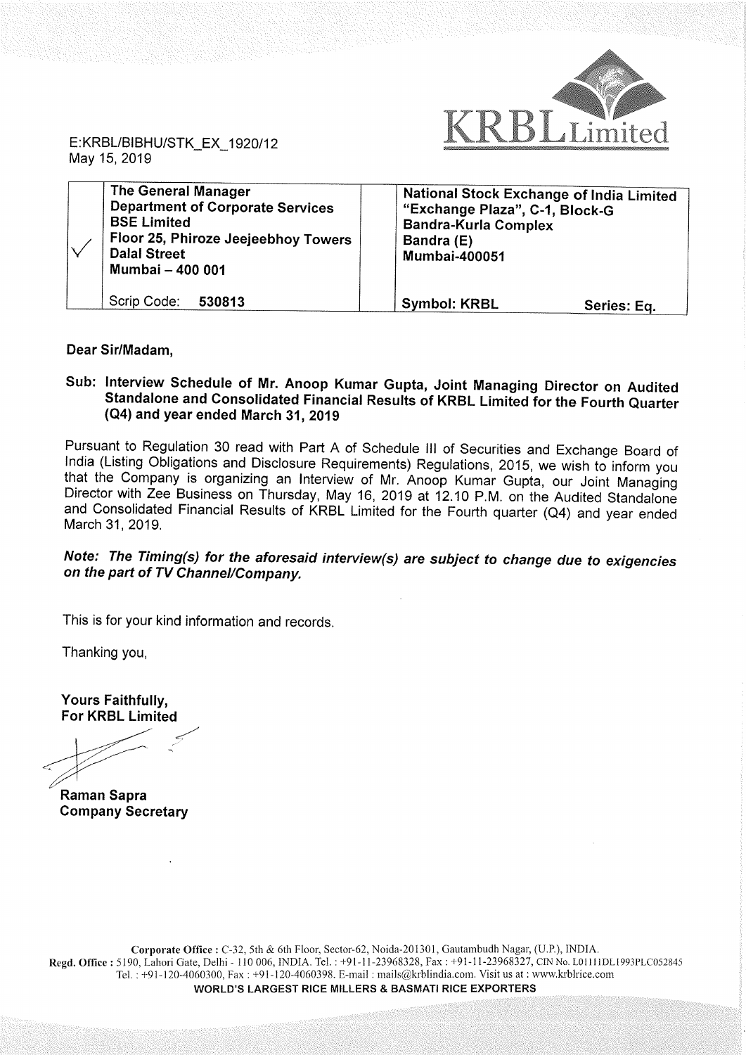KRBL Limited

E:KRBL/BIBHU/STK_EX_1920/12
May 15, 2019

| ✓ | The General Manager<br>Department of Corporate Services<br>BSE Limited<br>Floor 25, Phiroze Jeejeebhoy Towers<br>Dalal Street<br>Mumbai – 400 001 | | National Stock Exchange of India Limited<br>"Exchange Plaza", C-1, Block-G<br>Bandra-Kurla Complex<br>Bandra (E)<br>Mumbai-400051 |
|---|---|---|---|
| | Scrip Code: **530813** | | **Symbol: KRBL** **Series: Eq.** |

**Dear Sir/Madam,**

**Sub: Interview Schedule of Mr. Anoop Kumar Gupta, Joint Managing Director on Audited Standalone and Consolidated Financial Results of KRBL Limited for the Fourth Quarter (Q4) and year ended March 31, 2019**

Pursuant to Regulation 30 read with Part A of Schedule III of Securities and Exchange Board of India (Listing Obligations and Disclosure Requirements) Regulations, 2015, we wish to inform you that the Company is organizing an Interview of Mr. Anoop Kumar Gupta, our Joint Managing Director with Zee Business on Thursday, May 16, 2019 at 12.10 P.M. on the Audited Standalone and Consolidated Financial Results of KRBL Limited for the Fourth quarter (Q4) and year ended March 31, 2019.

***Note: The Timing(s) for the aforesaid interview(s) are subject to change due to exigencies on the part of TV Channel/Company.***

This is for your kind information and records.

Thanking you,

**Yours Faithfully,**
**For KRBL Limited**

**Raman Sapra**
**Company Secretary**

**Corporate Office :** C-32, 5th & 6th Floor, Sector-62, Noida-201301, Gautambudh Nagar, (U.P.), INDIA.
**Regd. Office :** 5190, Lahori Gate, Delhi - 110 006, INDIA. Tel. : +91-11-23968328, Fax : +91-11-23968327, CIN No. L01111DL1993PLC052845
Tel. : +91-120-4060300, Fax : +91-120-4060398. E-mail : mails@krblindia.com. Visit us at : www.krblrice.com
**WORLD'S LARGEST RICE MILLERS & BASMATI RICE EXPORTERS**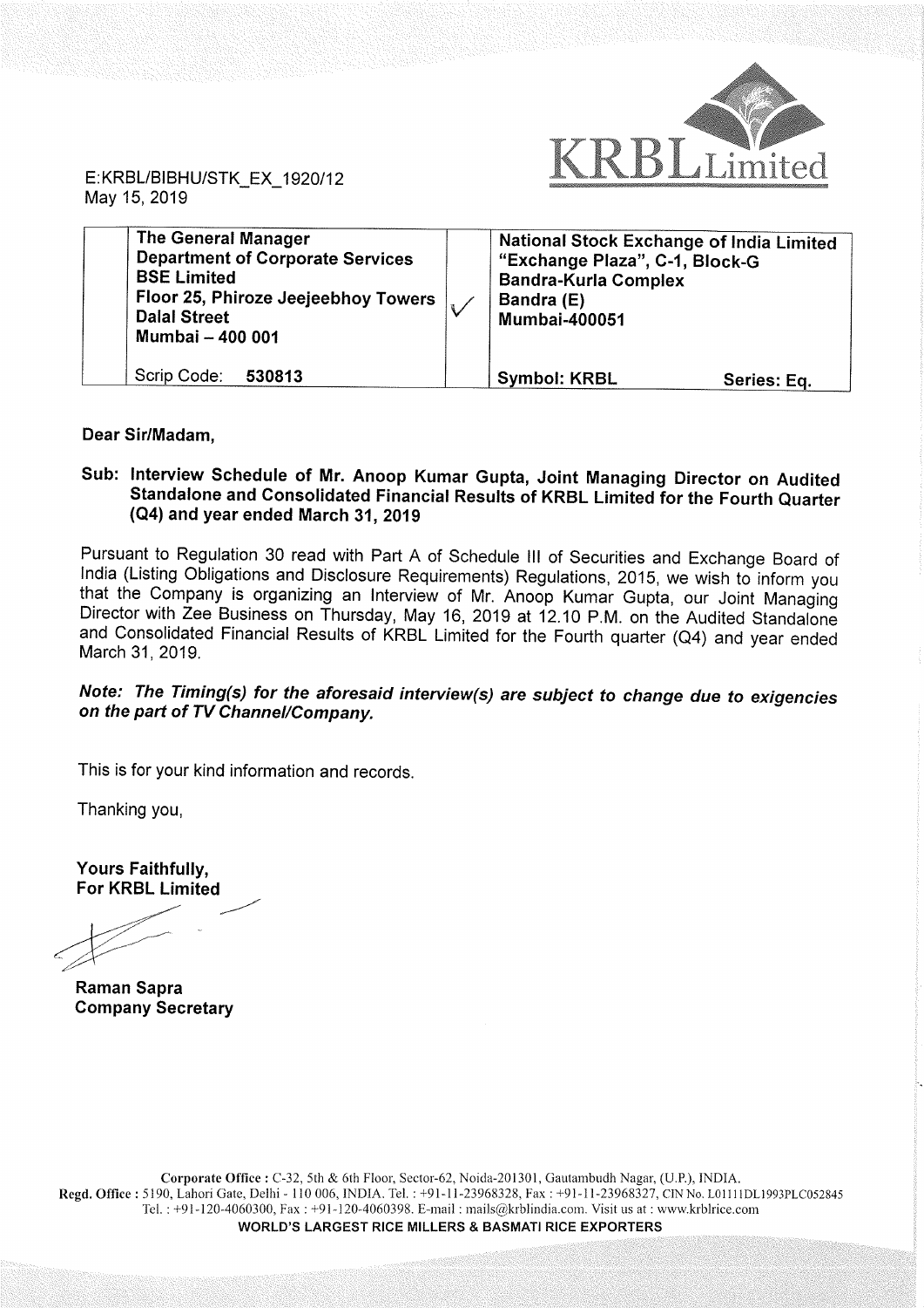KRBL Limited

E:KRBL/BIBHU/STK_EX_1920/12
May 15, 2019

| | | |
|---|---|---|
| **The General Manager**<br>**Department of Corporate Services**<br>**BSE Limited**<br>**Floor 25, Phiroze Jeejeebhoy Towers**<br>**Dalal Street**<br>**Mumbai – 400 001** | ✓ | **National Stock Exchange of India Limited**<br>**"Exchange Plaza", C-1, Block-G**<br>**Bandra-Kurla Complex**<br>**Bandra (E)**<br>**Mumbai-400051** |
| Scrip Code: **530813** | | **Symbol: KRBL** **Series: Eq.** |

**Dear Sir/Madam,**

**Sub: Interview Schedule of Mr. Anoop Kumar Gupta, Joint Managing Director on Audited Standalone and Consolidated Financial Results of KRBL Limited for the Fourth Quarter (Q4) and year ended March 31, 2019**

Pursuant to Regulation 30 read with Part A of Schedule III of Securities and Exchange Board of India (Listing Obligations and Disclosure Requirements) Regulations, 2015, we wish to inform you that the Company is organizing an Interview of Mr. Anoop Kumar Gupta, our Joint Managing Director with Zee Business on Thursday, May 16, 2019 at 12.10 P.M. on the Audited Standalone and Consolidated Financial Results of KRBL Limited for the Fourth quarter (Q4) and year ended March 31, 2019.

***Note: The Timing(s) for the aforesaid interview(s) are subject to change due to exigencies on the part of TV Channel/Company.***

This is for your kind information and records.

Thanking you,

**Yours Faithfully,**
**For KRBL Limited**

**Raman Sapra**
**Company Secretary**

**Corporate Office :** C-32, 5th & 6th Floor, Sector-62, Noida-201301, Gautambudh Nagar, (U.P.), INDIA.
**Regd. Office :** 5190, Lahori Gate, Delhi - 110 006, INDIA. Tel. : +91-11-23968328, Fax : +91-11-23968327, CIN No. L01111DL1993PLC052845
Tel. : +91-120-4060300, Fax : +91-120-4060398. E-mail : mails@krblindia.com. Visit us at : www.krblrice.com
**WORLD'S LARGEST RICE MILLERS & BASMATI RICE EXPORTERS**